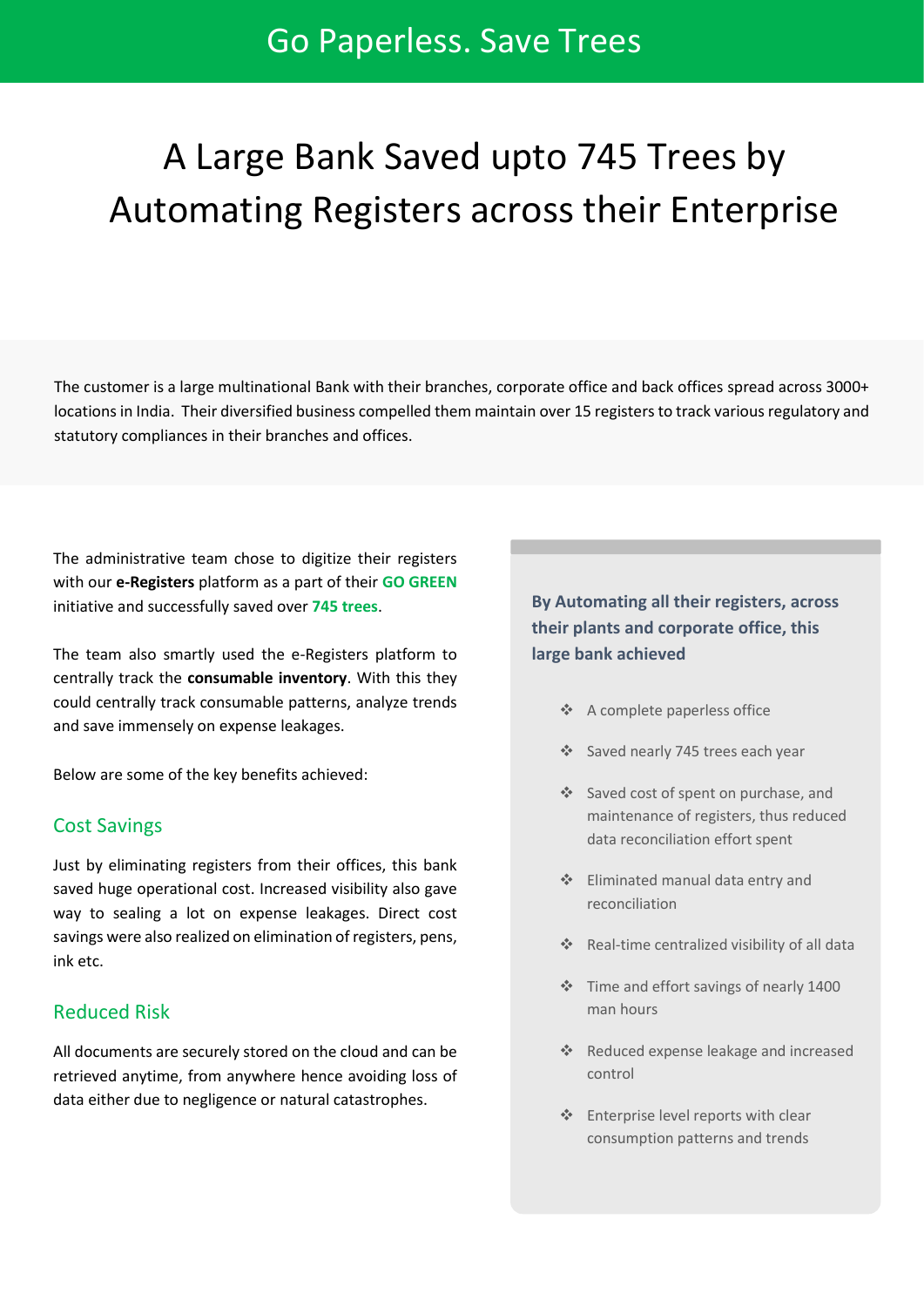Go Paperless. Save Trees

# A Large Bank Saved upto 745 Trees by Automating Registers across their Enterprise

The customer is a large multinational Bank with their branches, corporate office and back offices spread across 3000+ locations in India. Their diversified business compelled them maintain over 15 registers to track various regulatory and statutory compliances in their branches and offices.

The administrative team chose to digitize their registers with our **e-Registers** platform as a part of their **GO GREEN** initiative and successfully saved over **745 trees**.

The team also smartly used the e-Registers platform to centrally track the **consumable inventory**. With this they could centrally track consumable patterns, analyze trends and save immensely on expense leakages.

Below are some of the key benefits achieved:

## Cost Savings

Just by eliminating registers from their offices, this bank saved huge operational cost. Increased visibility also gave way to sealing a lot on expense leakages. Direct cost savings were also realized on elimination of registers, pens, ink etc.

## Reduced Risk

All documents are securely stored on the cloud and can be retrieved anytime, from anywhere hence avoiding loss of data either due to negligence or natural catastrophes.

**By Automating all their registers, across their plants and corporate office, this large bank achieved**

- A complete paperless office
- Saved nearly 745 trees each year
- Saved cost of spent on purchase, and maintenance of registers, thus reduced data reconciliation effort spent
- Eliminated manual data entry and reconciliation
- Real-time centralized visibility of all data
- Time and effort savings of nearly 1400 man hours
- Reduced expense leakage and increased control
- Enterprise level reports with clear consumption patterns and trends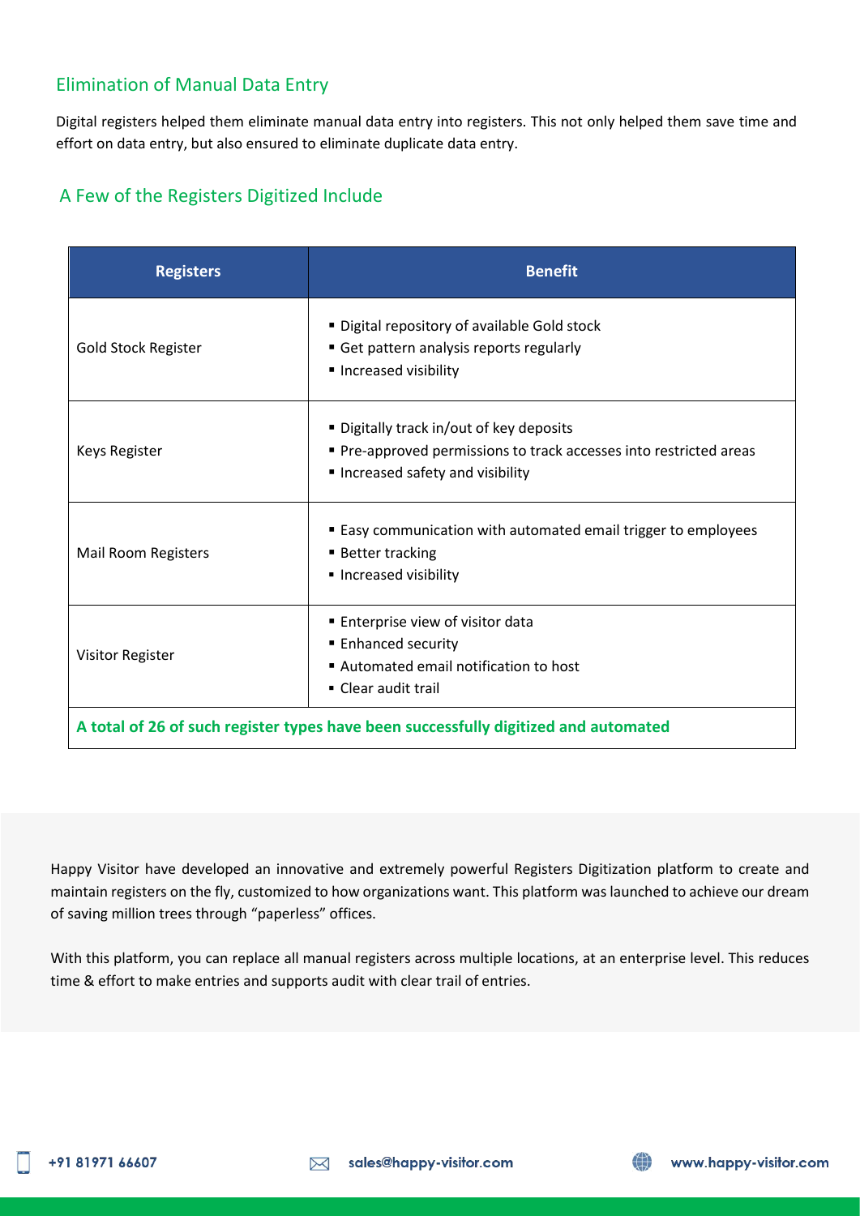## Elimination of Manual Data Entry

Digital registers helped them eliminate manual data entry into registers. This not only helped them save time and effort on data entry, but also ensured to eliminate duplicate data entry.

## A Few of the Registers Digitized Include

| Registers | Benefit |
|---|---|
| Gold Stock Register | ▪ Digital repository of available Gold stock<br>▪ Get pattern analysis reports regularly<br>▪ Increased visibility |
| Keys Register | ▪ Digitally track in/out of key deposits<br>▪ Pre-approved permissions to track accesses into restricted areas<br>▪ Increased safety and visibility |
| Mail Room Registers | ▪ Easy communication with automated email trigger to employees<br>▪ Better tracking<br>▪ Increased visibility |
| Visitor Register | ▪ Enterprise view of visitor data<br>▪ Enhanced security<br>▪ Automated email notification to host<br>▪ Clear audit trail |
| **A total of 26 of such register types have been successfully digitized and automated** | |

Happy Visitor have developed an innovative and extremely powerful Registers Digitization platform to create and maintain registers on the fly, customized to how organizations want. This platform was launched to achieve our dream of saving million trees through "paperless" offices.

With this platform, you can replace all manual registers across multiple locations, at an enterprise level. This reduces time & effort to make entries and supports audit with clear trail of entries.

+91 81971 66607 sales@happy-visitor.com www.happy-visitor.com